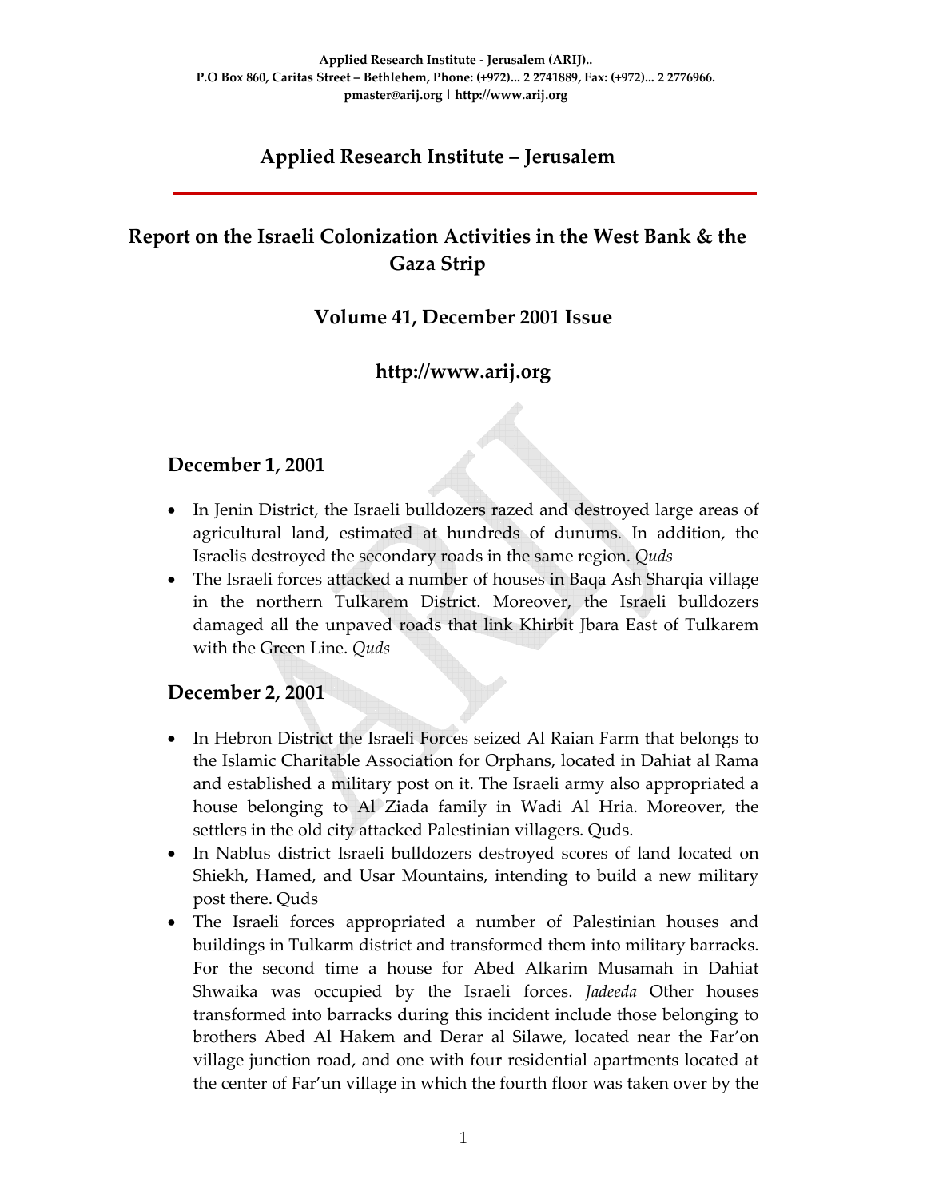Applied Research Institute - Jerusalem (ARIJ)..
P.O Box 860, Caritas Street – Bethlehem, Phone: (+972)... 2 2741889, Fax: (+972)... 2 2776966.
pmaster@arij.org | http://www.arij.org

# Applied Research Institute – Jerusalem

## Report on the Israeli Colonization Activities in the West Bank & the Gaza Strip

### Volume 41, December 2001 Issue

### http://www.arij.org

## December 1, 2001

- In Jenin District, the Israeli bulldozers razed and destroyed large areas of agricultural land, estimated at hundreds of dunums. In addition, the Israelis destroyed the secondary roads in the same region. *Quds*
- The Israeli forces attacked a number of houses in Baqa Ash Sharqia village in the northern Tulkarem District. Moreover, the Israeli bulldozers damaged all the unpaved roads that link Khirbit Jbara East of Tulkarem with the Green Line. *Quds*

## December 2, 2001

- In Hebron District the Israeli Forces seized Al Raian Farm that belongs to the Islamic Charitable Association for Orphans, located in Dahiat al Rama and established a military post on it. The Israeli army also appropriated a house belonging to Al Ziada family in Wadi Al Hria. Moreover, the settlers in the old city attacked Palestinian villagers. Quds.
- In Nablus district Israeli bulldozers destroyed scores of land located on Shiekh, Hamed, and Usar Mountains, intending to build a new military post there. Quds
- The Israeli forces appropriated a number of Palestinian houses and buildings in Tulkarm district and transformed them into military barracks. For the second time a house for Abed Alkarim Musamah in Dahiat Shwaika was occupied by the Israeli forces. *Jadeeda* Other houses transformed into barracks during this incident include those belonging to brothers Abed Al Hakem and Derar al Silawe, located near the Far'on village junction road, and one with four residential apartments located at the center of Far'un village in which the fourth floor was taken over by the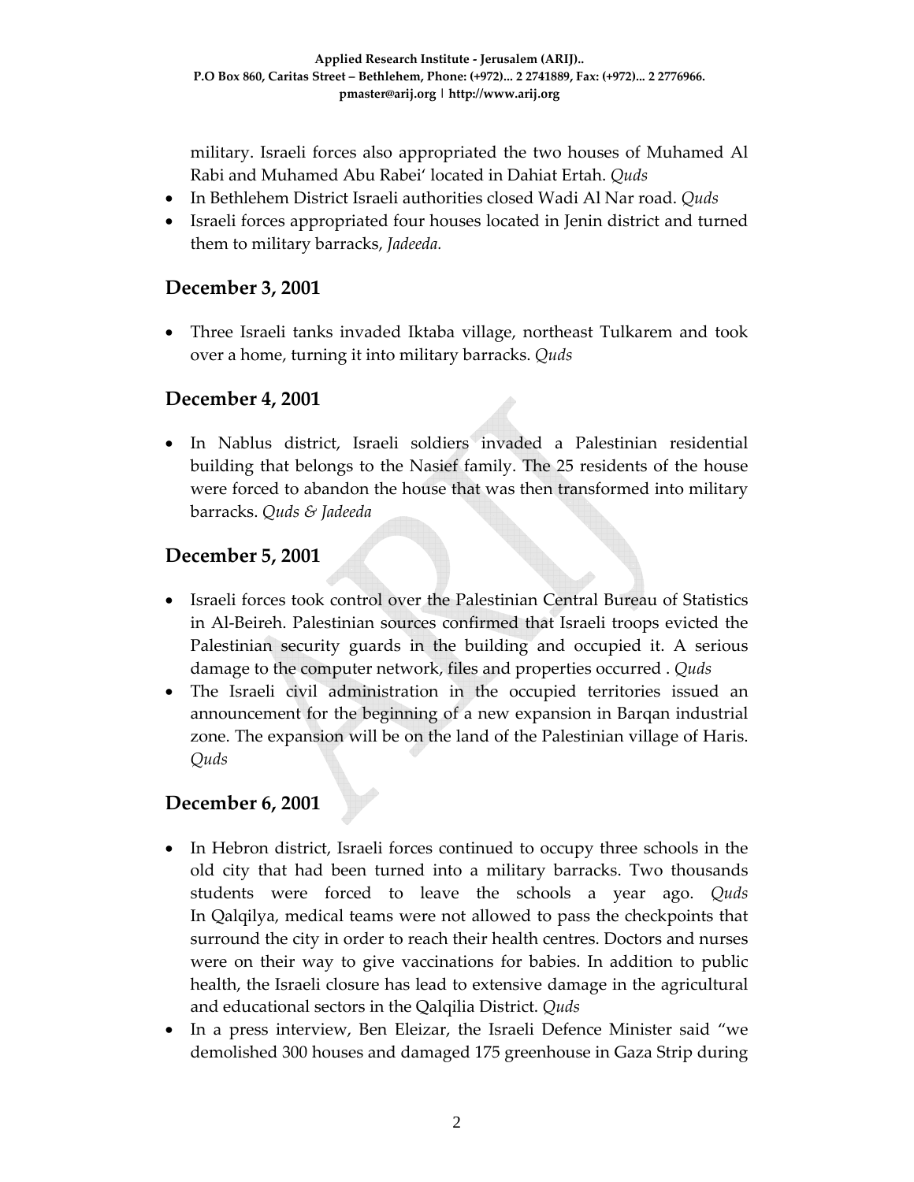military. Israeli forces also appropriated the two houses of Muhamed Al Rabi and Muhamed Abu Rabei' located in Dahiat Ertah. *Quds*

- In Bethlehem District Israeli authorities closed Wadi Al Nar road. *Quds*
- Israeli forces appropriated four houses located in Jenin district and turned them to military barracks, *Jadeeda.*

## December 3, 2001

- Three Israeli tanks invaded Iktaba village, northeast Tulkarem and took over a home, turning it into military barracks. *Quds*

## December 4, 2001

- In Nablus district, Israeli soldiers invaded a Palestinian residential building that belongs to the Nasief family. The 25 residents of the house were forced to abandon the house that was then transformed into military barracks. *Quds & Jadeeda*

## December 5, 2001

- Israeli forces took control over the Palestinian Central Bureau of Statistics in Al-Beireh. Palestinian sources confirmed that Israeli troops evicted the Palestinian security guards in the building and occupied it. A serious damage to the computer network, files and properties occurred . *Quds*
- The Israeli civil administration in the occupied territories issued an announcement for the beginning of a new expansion in Barqan industrial zone. The expansion will be on the land of the Palestinian village of Haris. *Quds*

## December 6, 2001

- In Hebron district, Israeli forces continued to occupy three schools in the old city that had been turned into a military barracks. Two thousands students were forced to leave the schools a year ago. *Quds* In Qalqilya, medical teams were not allowed to pass the checkpoints that surround the city in order to reach their health centres. Doctors and nurses were on their way to give vaccinations for babies. In addition to public health, the Israeli closure has lead to extensive damage in the agricultural and educational sectors in the Qalqilia District. *Quds*
- In a press interview, Ben Eleizar, the Israeli Defence Minister said "we demolished 300 houses and damaged 175 greenhouse in Gaza Strip during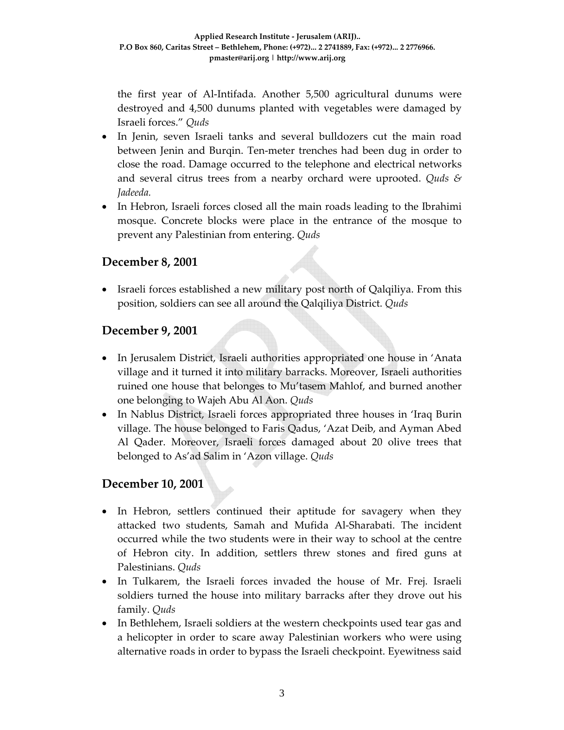the first year of Al-Intifada. Another 5,500 agricultural dunums were destroyed and 4,500 dunums planted with vegetables were damaged by Israeli forces." *Quds*

- In Jenin, seven Israeli tanks and several bulldozers cut the main road between Jenin and Burqin. Ten-meter trenches had been dug in order to close the road. Damage occurred to the telephone and electrical networks and several citrus trees from a nearby orchard were uprooted. *Quds & Jadeeda.*
- In Hebron, Israeli forces closed all the main roads leading to the Ibrahimi mosque. Concrete blocks were place in the entrance of the mosque to prevent any Palestinian from entering. *Quds*

## December 8, 2001

- Israeli forces established a new military post north of Qalqiliya. From this position, soldiers can see all around the Qalqiliya District. *Quds*

## December 9, 2001

- In Jerusalem District, Israeli authorities appropriated one house in 'Anata village and it turned it into military barracks. Moreover, Israeli authorities ruined one house that belonges to Mu'tasem Mahlof, and burned another one belonging to Wajeh Abu Al Aon. *Quds*
- In Nablus District, Israeli forces appropriated three houses in 'Iraq Burin village. The house belonged to Faris Qadus, 'Azat Deib, and Ayman Abed Al Qader. Moreover, Israeli forces damaged about 20 olive trees that belonged to As'ad Salim in 'Azon village. *Quds*

## December 10, 2001

- In Hebron, settlers continued their aptitude for savagery when they attacked two students, Samah and Mufida Al-Sharabati. The incident occurred while the two students were in their way to school at the centre of Hebron city. In addition, settlers threw stones and fired guns at Palestinians. *Quds*
- In Tulkarem, the Israeli forces invaded the house of Mr. Frej. Israeli soldiers turned the house into military barracks after they drove out his family. *Quds*
- In Bethlehem, Israeli soldiers at the western checkpoints used tear gas and a helicopter in order to scare away Palestinian workers who were using alternative roads in order to bypass the Israeli checkpoint. Eyewitness said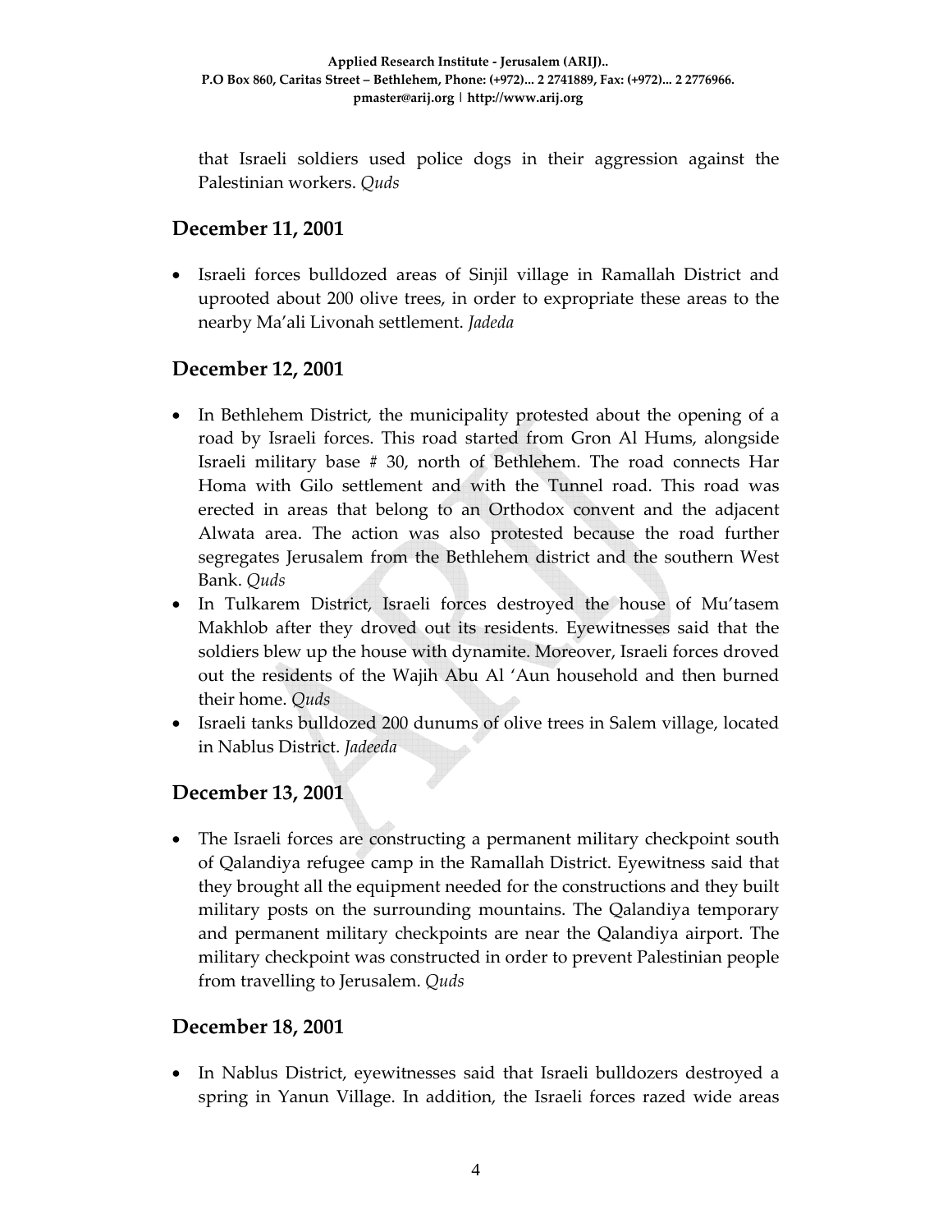that Israeli soldiers used police dogs in their aggression against the Palestinian workers. *Quds*

## December 11, 2001

- Israeli forces bulldozed areas of Sinjil village in Ramallah District and uprooted about 200 olive trees, in order to expropriate these areas to the nearby Ma'ali Livonah settlement. *Jadeda*

## December 12, 2001

- In Bethlehem District, the municipality protested about the opening of a road by Israeli forces. This road started from Gron Al Hums, alongside Israeli military base # 30, north of Bethlehem. The road connects Har Homa with Gilo settlement and with the Tunnel road. This road was erected in areas that belong to an Orthodox convent and the adjacent Alwata area. The action was also protested because the road further segregates Jerusalem from the Bethlehem district and the southern West Bank. *Quds*
- In Tulkarem District, Israeli forces destroyed the house of Mu'tasem Makhlob after they droved out its residents. Eyewitnesses said that the soldiers blew up the house with dynamite. Moreover, Israeli forces droved out the residents of the Wajih Abu Al 'Aun household and then burned their home. *Quds*
- Israeli tanks bulldozed 200 dunums of olive trees in Salem village, located in Nablus District. *Jadeeda*

## December 13, 2001

- The Israeli forces are constructing a permanent military checkpoint south of Qalandiya refugee camp in the Ramallah District. Eyewitness said that they brought all the equipment needed for the constructions and they built military posts on the surrounding mountains. The Qalandiya temporary and permanent military checkpoints are near the Qalandiya airport. The military checkpoint was constructed in order to prevent Palestinian people from travelling to Jerusalem. *Quds*

## December 18, 2001

- In Nablus District, eyewitnesses said that Israeli bulldozers destroyed a spring in Yanun Village. In addition, the Israeli forces razed wide areas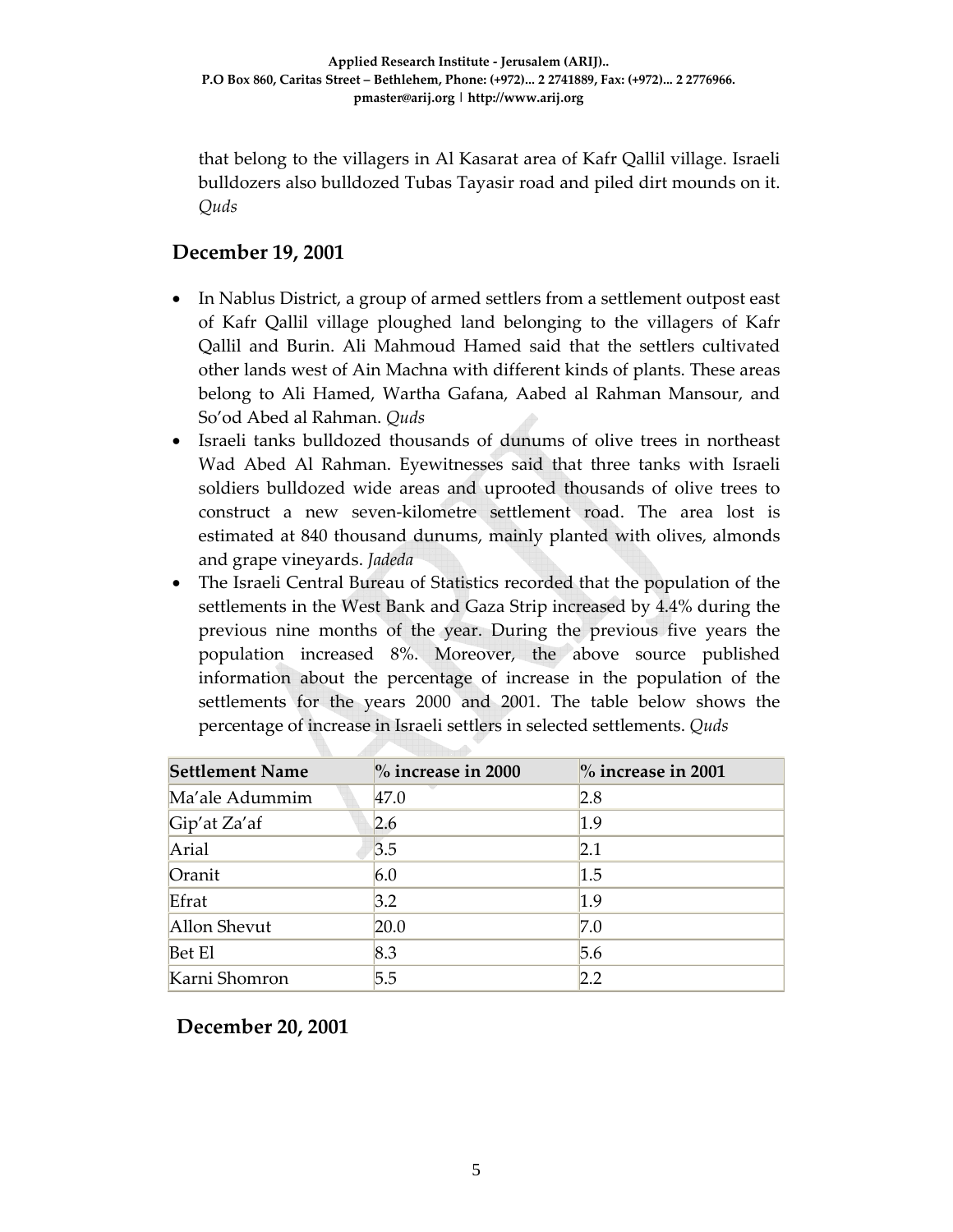that belong to the villagers in Al Kasarat area of Kafr Qallil village. Israeli bulldozers also bulldozed Tubas Tayasir road and piled dirt mounds on it. *Quds*

## December 19, 2001

- In Nablus District, a group of armed settlers from a settlement outpost east of Kafr Qallil village ploughed land belonging to the villagers of Kafr Qallil and Burin. Ali Mahmoud Hamed said that the settlers cultivated other lands west of Ain Machna with different kinds of plants. These areas belong to Ali Hamed, Wartha Gafana, Aabed al Rahman Mansour, and So'od Abed al Rahman. *Quds*
- Israeli tanks bulldozed thousands of dunums of olive trees in northeast Wad Abed Al Rahman. Eyewitnesses said that three tanks with Israeli soldiers bulldozed wide areas and uprooted thousands of olive trees to construct a new seven-kilometre settlement road. The area lost is estimated at 840 thousand dunums, mainly planted with olives, almonds and grape vineyards. *Jadeda*
- The Israeli Central Bureau of Statistics recorded that the population of the settlements in the West Bank and Gaza Strip increased by 4.4% during the previous nine months of the year. During the previous five years the population increased 8%. Moreover, the above source published information about the percentage of increase in the population of the settlements for the years 2000 and 2001. The table below shows the percentage of increase in Israeli settlers in selected settlements. *Quds*

| Settlement Name | % increase in 2000 | % increase in 2001 |
|---|---|---|
| Ma'ale Adummim | 47.0 | 2.8 |
| Gip'at Za'af | 2.6 | 1.9 |
| Arial | 3.5 | 2.1 |
| Oranit | 6.0 | 1.5 |
| Efrat | 3.2 | 1.9 |
| Allon Shevut | 20.0 | 7.0 |
| Bet El | 8.3 | 5.6 |
| Karni Shomron | 5.5 | 2.2 |

## December 20, 2001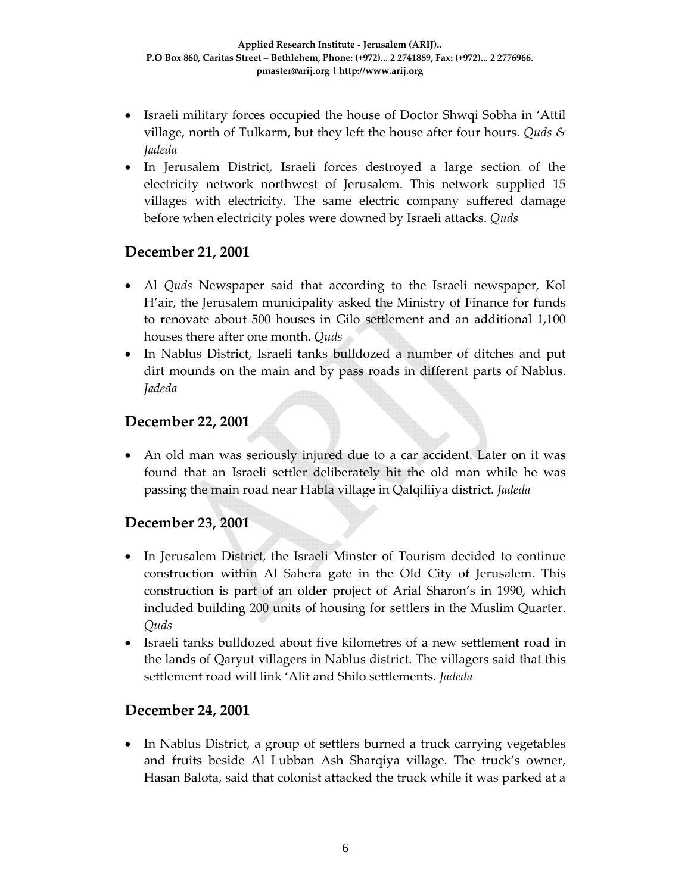- Israeli military forces occupied the house of Doctor Shwqi Sobha in 'Attil village, north of Tulkarm, but they left the house after four hours. *Quds & Jadeda*
- In Jerusalem District, Israeli forces destroyed a large section of the electricity network northwest of Jerusalem. This network supplied 15 villages with electricity. The same electric company suffered damage before when electricity poles were downed by Israeli attacks. *Quds*

## December 21, 2001

- Al *Quds* Newspaper said that according to the Israeli newspaper, Kol H'air, the Jerusalem municipality asked the Ministry of Finance for funds to renovate about 500 houses in Gilo settlement and an additional 1,100 houses there after one month. *Quds*
- In Nablus District, Israeli tanks bulldozed a number of ditches and put dirt mounds on the main and by pass roads in different parts of Nablus. *Jadeda*

## December 22, 2001

- An old man was seriously injured due to a car accident. Later on it was found that an Israeli settler deliberately hit the old man while he was passing the main road near Habla village in Qalqiliiya district. *Jadeda*

## December 23, 2001

- In Jerusalem District, the Israeli Minster of Tourism decided to continue construction within Al Sahera gate in the Old City of Jerusalem. This construction is part of an older project of Arial Sharon's in 1990, which included building 200 units of housing for settlers in the Muslim Quarter. *Quds*
- Israeli tanks bulldozed about five kilometres of a new settlement road in the lands of Qaryut villagers in Nablus district. The villagers said that this settlement road will link 'Alit and Shilo settlements. *Jadeda*

## December 24, 2001

- In Nablus District, a group of settlers burned a truck carrying vegetables and fruits beside Al Lubban Ash Sharqiya village. The truck's owner, Hasan Balota, said that colonist attacked the truck while it was parked at a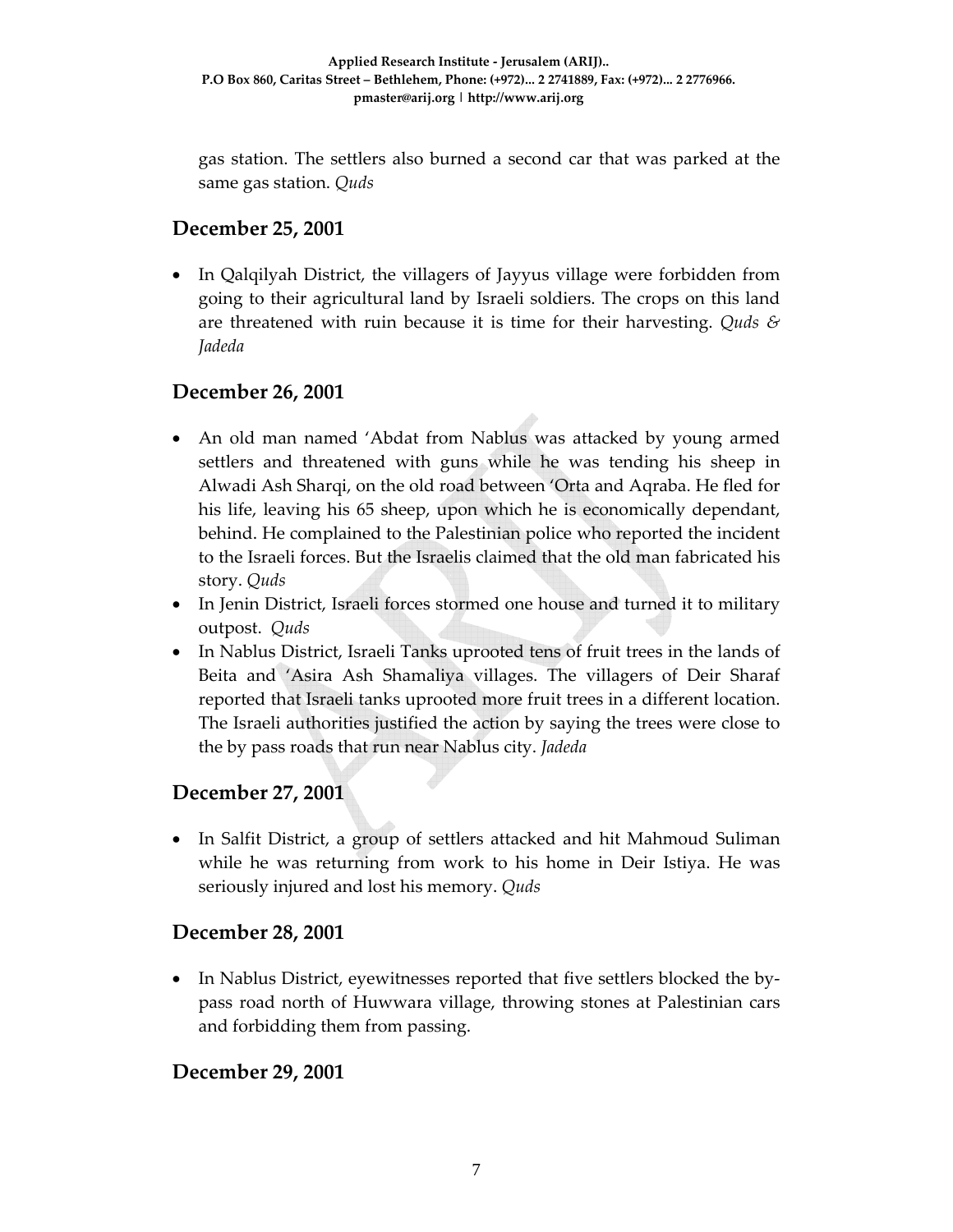gas station. The settlers also burned a second car that was parked at the same gas station. *Quds*

## December 25, 2001

- In Qalqilyah District, the villagers of Jayyus village were forbidden from going to their agricultural land by Israeli soldiers. The crops on this land are threatened with ruin because it is time for their harvesting. *Quds & Jadeda*

## December 26, 2001

- An old man named 'Abdat from Nablus was attacked by young armed settlers and threatened with guns while he was tending his sheep in Alwadi Ash Sharqi, on the old road between 'Orta and Aqraba. He fled for his life, leaving his 65 sheep, upon which he is economically dependant, behind. He complained to the Palestinian police who reported the incident to the Israeli forces. But the Israelis claimed that the old man fabricated his story. *Quds*
- In Jenin District, Israeli forces stormed one house and turned it to military outpost. *Quds*
- In Nablus District, Israeli Tanks uprooted tens of fruit trees in the lands of Beita and 'Asira Ash Shamaliya villages. The villagers of Deir Sharaf reported that Israeli tanks uprooted more fruit trees in a different location. The Israeli authorities justified the action by saying the trees were close to the by pass roads that run near Nablus city. *Jadeda*

## December 27, 2001

- In Salfit District, a group of settlers attacked and hit Mahmoud Suliman while he was returning from work to his home in Deir Istiya. He was seriously injured and lost his memory. *Quds*

## December 28, 2001

- In Nablus District, eyewitnesses reported that five settlers blocked the by-pass road north of Huwwara village, throwing stones at Palestinian cars and forbidding them from passing.

## December 29, 2001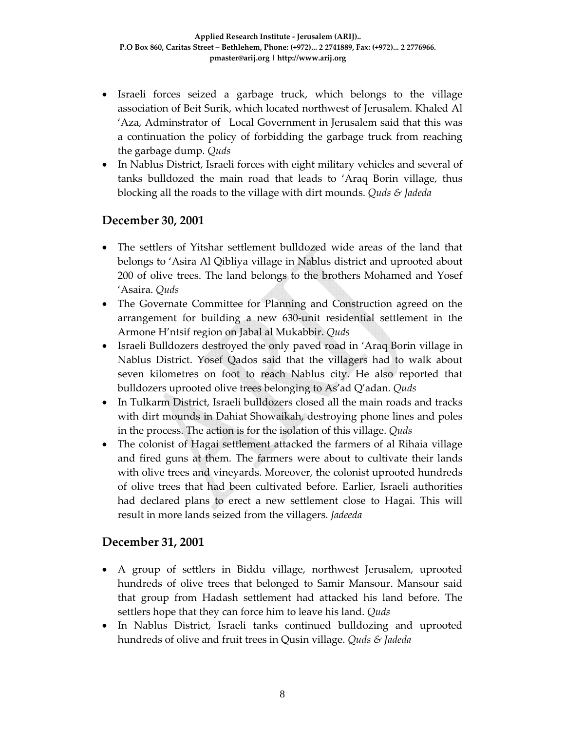- Israeli forces seized a garbage truck, which belongs to the village association of Beit Surik, which located northwest of Jerusalem. Khaled Al 'Aza, Adminstrator of Local Government in Jerusalem said that this was a continuation the policy of forbidding the garbage truck from reaching the garbage dump. *Quds*
- In Nablus District, Israeli forces with eight military vehicles and several of tanks bulldozed the main road that leads to 'Araq Borin village, thus blocking all the roads to the village with dirt mounds. *Quds & Jadeda*

## December 30, 2001

- The settlers of Yitshar settlement bulldozed wide areas of the land that belongs to 'Asira Al Qibliya village in Nablus district and uprooted about 200 of olive trees. The land belongs to the brothers Mohamed and Yosef 'Asaira. *Quds*
- The Governate Committee for Planning and Construction agreed on the arrangement for building a new 630-unit residential settlement in the Armone H'ntsif region on Jabal al Mukabbir. *Quds*
- Israeli Bulldozers destroyed the only paved road in 'Araq Borin village in Nablus District. Yosef Qados said that the villagers had to walk about seven kilometres on foot to reach Nablus city. He also reported that bulldozers uprooted olive trees belonging to As'ad Q'adan. *Quds*
- In Tulkarm District, Israeli bulldozers closed all the main roads and tracks with dirt mounds in Dahiat Showaikah, destroying phone lines and poles in the process. The action is for the isolation of this village. *Quds*
- The colonist of Hagai settlement attacked the farmers of al Rihaia village and fired guns at them. The farmers were about to cultivate their lands with olive trees and vineyards. Moreover, the colonist uprooted hundreds of olive trees that had been cultivated before. Earlier, Israeli authorities had declared plans to erect a new settlement close to Hagai. This will result in more lands seized from the villagers. *Jadeeda*

## December 31, 2001

- A group of settlers in Biddu village, northwest Jerusalem, uprooted hundreds of olive trees that belonged to Samir Mansour. Mansour said that group from Hadash settlement had attacked his land before. The settlers hope that they can force him to leave his land. *Quds*
- In Nablus District, Israeli tanks continued bulldozing and uprooted hundreds of olive and fruit trees in Qusin village. *Quds & Jadeda*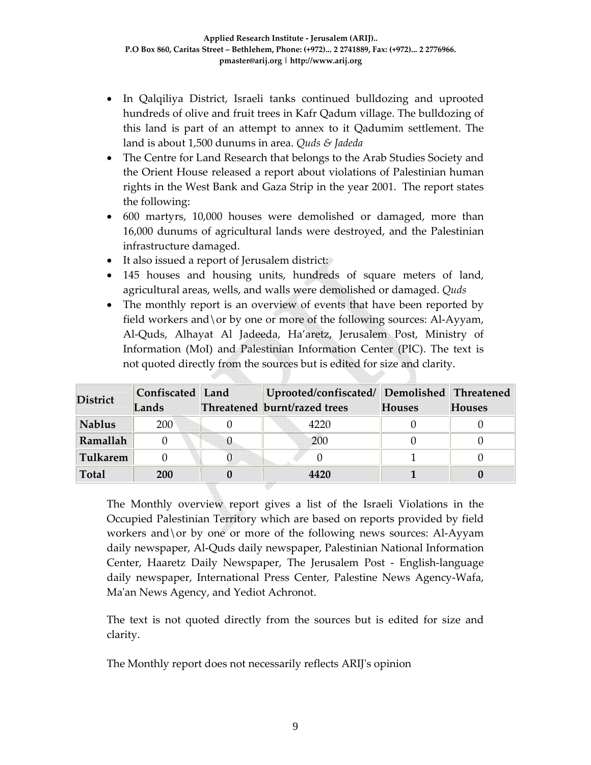- In Qalqiliya District, Israeli tanks continued bulldozing and uprooted hundreds of olive and fruit trees in Kafr Qadum village. The bulldozing of this land is part of an attempt to annex to it Qadumim settlement. The land is about 1,500 dunums in area. *Quds & Jadeda*
- The Centre for Land Research that belongs to the Arab Studies Society and the Orient House released a report about violations of Palestinian human rights in the West Bank and Gaza Strip in the year 2001. The report states the following:
- 600 martyrs, 10,000 houses were demolished or damaged, more than 16,000 dunums of agricultural lands were destroyed, and the Palestinian infrastructure damaged.
- It also issued a report of Jerusalem district:
- 145 houses and housing units, hundreds of square meters of land, agricultural areas, wells, and walls were demolished or damaged. *Quds*
- The monthly report is an overview of events that have been reported by field workers and\or by one or more of the following sources: Al-Ayyam, Al-Quds, Alhayat Al Jadeeda, Ha'aretz, Jerusalem Post, Ministry of Information (MoI) and Palestinian Information Center (PIC). The text is not quoted directly from the sources but is edited for size and clarity.

| District | Confiscated Lands | Land Threatened | Uprooted/confiscated/ burnt/razed trees | Demolished Houses | Threatened Houses |
|---|---|---|---|---|---|
| **Nablus** | 200 | 0 | 4220 | 0 | 0 |
| **Ramallah** | 0 | 0 | 200 | 0 | 0 |
| **Tulkarem** | 0 | 0 | 0 | 1 | 0 |
| **Total** | **200** | **0** | **4420** | **1** | **0** |

The Monthly overview report gives a list of the Israeli Violations in the Occupied Palestinian Territory which are based on reports provided by field workers and\or by one or more of the following news sources: Al-Ayyam daily newspaper, Al-Quds daily newspaper, Palestinian National Information Center, Haaretz Daily Newspaper, The Jerusalem Post - English-language daily newspaper, International Press Center, Palestine News Agency-Wafa, Ma'an News Agency, and Yediot Achronot.

The text is not quoted directly from the sources but is edited for size and clarity.

The Monthly report does not necessarily reflects ARIJ's opinion